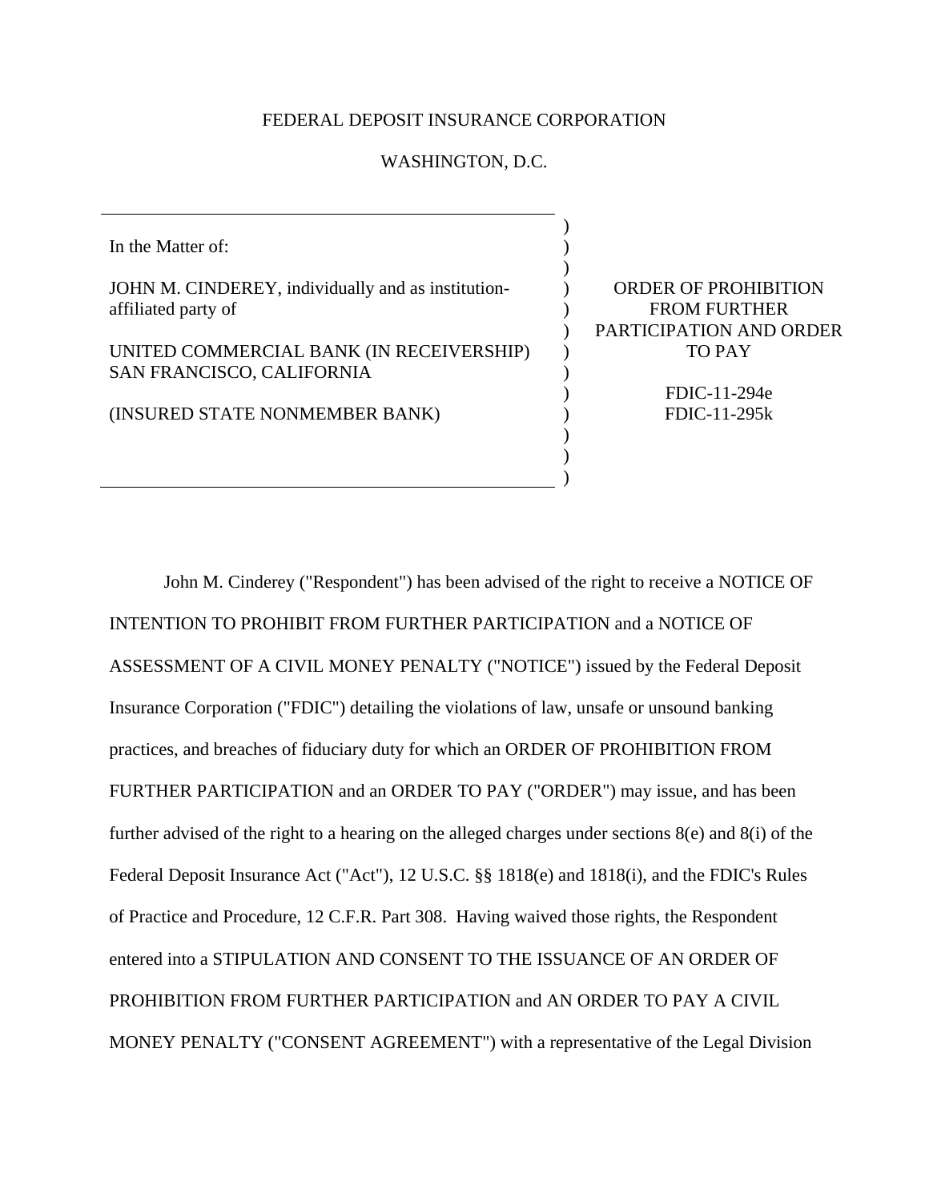FEDERAL DEPOSIT INSURANCE CORPORATION

WASHINGTON, D.C.

| | | |
|---|---|---|
| In the Matter of:<br><br>JOHN M. CINDEREY, individually and as institution-affiliated party of<br><br>UNITED COMMERCIAL BANK (IN RECEIVERSHIP)<br>SAN FRANCISCO, CALIFORNIA<br><br>(INSURED STATE NONMEMBER BANK) | ) | ORDER OF PROHIBITION FROM FURTHER PARTICIPATION AND ORDER TO PAY<br><br>FDIC-11-294e<br>FDIC-11-295k |

John M. Cinderey ("Respondent") has been advised of the right to receive a NOTICE OF INTENTION TO PROHIBIT FROM FURTHER PARTICIPATION and a NOTICE OF ASSESSMENT OF A CIVIL MONEY PENALTY ("NOTICE") issued by the Federal Deposit Insurance Corporation ("FDIC") detailing the violations of law, unsafe or unsound banking practices, and breaches of fiduciary duty for which an ORDER OF PROHIBITION FROM FURTHER PARTICIPATION and an ORDER TO PAY ("ORDER") may issue, and has been further advised of the right to a hearing on the alleged charges under sections 8(e) and 8(i) of the Federal Deposit Insurance Act ("Act"), 12 U.S.C. §§ 1818(e) and 1818(i), and the FDIC's Rules of Practice and Procedure, 12 C.F.R. Part 308. Having waived those rights, the Respondent entered into a STIPULATION AND CONSENT TO THE ISSUANCE OF AN ORDER OF PROHIBITION FROM FURTHER PARTICIPATION and AN ORDER TO PAY A CIVIL MONEY PENALTY ("CONSENT AGREEMENT") with a representative of the Legal Division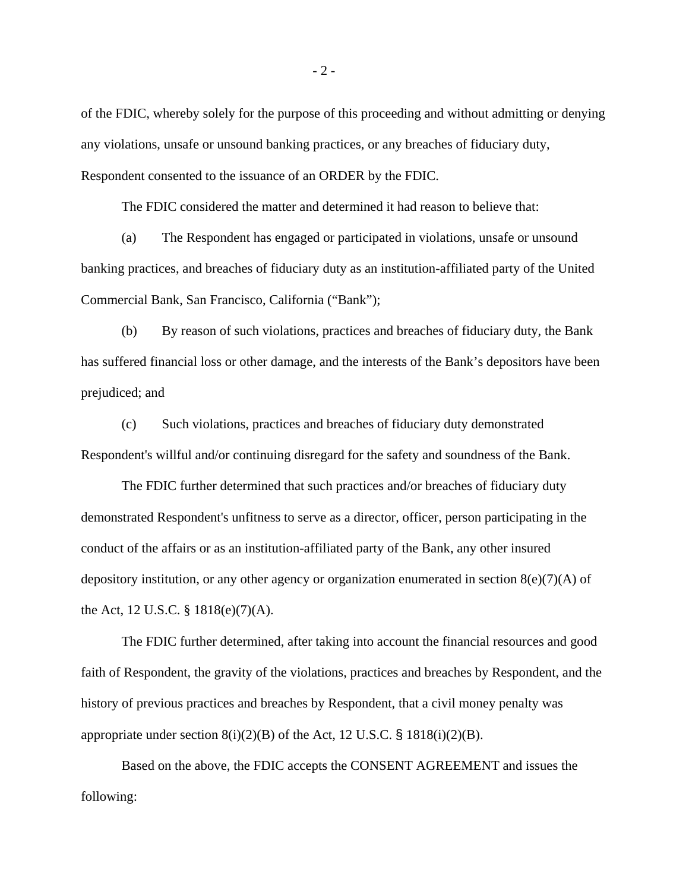of the FDIC, whereby solely for the purpose of this proceeding and without admitting or denying any violations, unsafe or unsound banking practices, or any breaches of fiduciary duty, Respondent consented to the issuance of an ORDER by the FDIC.

The FDIC considered the matter and determined it had reason to believe that:

(a) The Respondent has engaged or participated in violations, unsafe or unsound banking practices, and breaches of fiduciary duty as an institution-affiliated party of the United Commercial Bank, San Francisco, California ("Bank");

(b) By reason of such violations, practices and breaches of fiduciary duty, the Bank has suffered financial loss or other damage, and the interests of the Bank's depositors have been prejudiced; and

(c) Such violations, practices and breaches of fiduciary duty demonstrated Respondent's willful and/or continuing disregard for the safety and soundness of the Bank.

The FDIC further determined that such practices and/or breaches of fiduciary duty demonstrated Respondent's unfitness to serve as a director, officer, person participating in the conduct of the affairs or as an institution-affiliated party of the Bank, any other insured depository institution, or any other agency or organization enumerated in section 8(e)(7)(A) of the Act, 12 U.S.C. § 1818(e)(7)(A).

The FDIC further determined, after taking into account the financial resources and good faith of Respondent, the gravity of the violations, practices and breaches by Respondent, and the history of previous practices and breaches by Respondent, that a civil money penalty was appropriate under section 8(i)(2)(B) of the Act, 12 U.S.C. § 1818(i)(2)(B).

Based on the above, the FDIC accepts the CONSENT AGREEMENT and issues the following: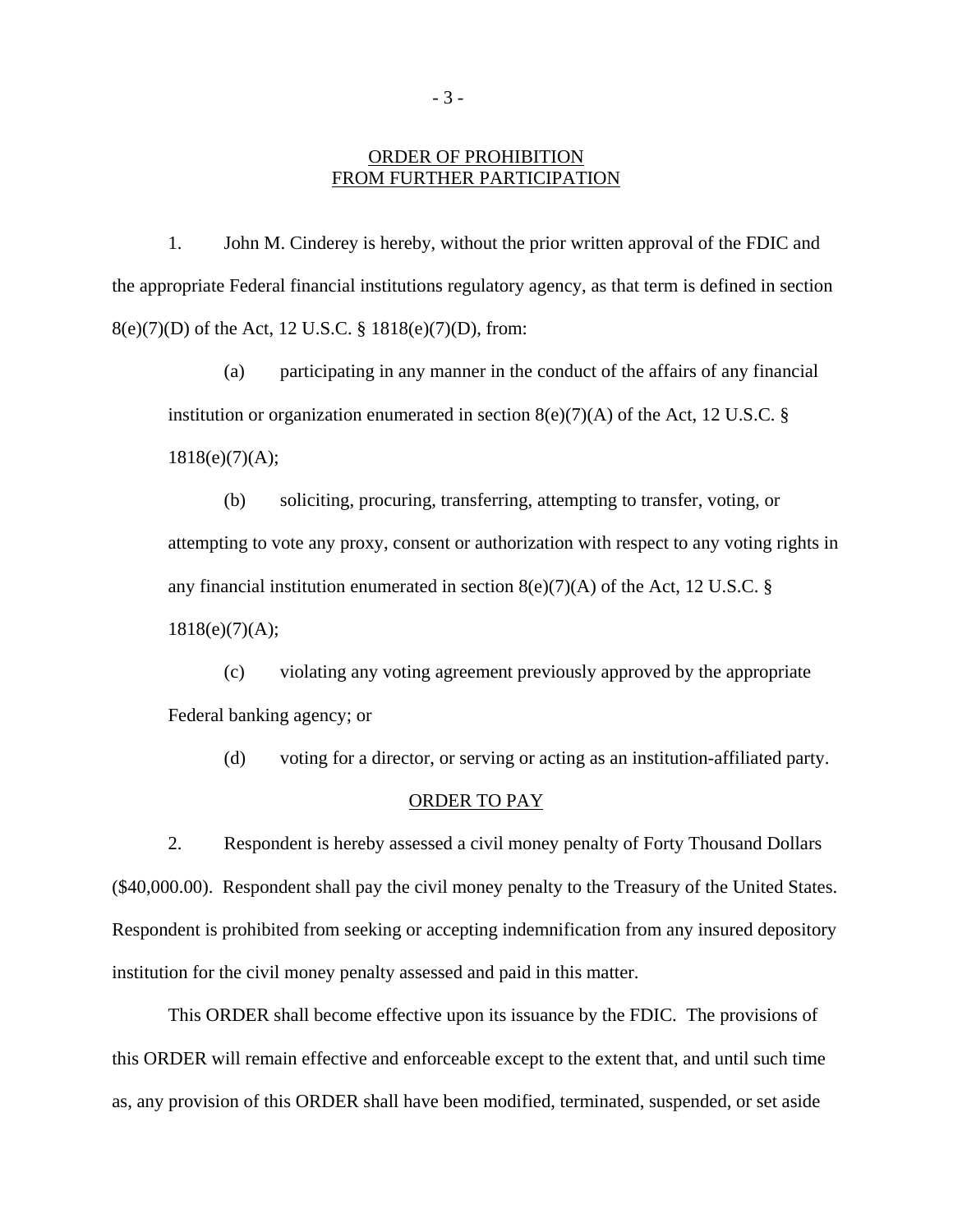## ORDER OF PROHIBITION FROM FURTHER PARTICIPATION

1. John M. Cinderey is hereby, without the prior written approval of the FDIC and the appropriate Federal financial institutions regulatory agency, as that term is defined in section 8(e)(7)(D) of the Act, 12 U.S.C. § 1818(e)(7)(D), from:

   (a) participating in any manner in the conduct of the affairs of any financial institution or organization enumerated in section 8(e)(7)(A) of the Act, 12 U.S.C. § 1818(e)(7)(A);

   (b) soliciting, procuring, transferring, attempting to transfer, voting, or attempting to vote any proxy, consent or authorization with respect to any voting rights in any financial institution enumerated in section 8(e)(7)(A) of the Act, 12 U.S.C. § 1818(e)(7)(A);

   (c) violating any voting agreement previously approved by the appropriate Federal banking agency; or

   (d) voting for a director, or serving or acting as an institution-affiliated party.

## ORDER TO PAY

2. Respondent is hereby assessed a civil money penalty of Forty Thousand Dollars ($40,000.00). Respondent shall pay the civil money penalty to the Treasury of the United States. Respondent is prohibited from seeking or accepting indemnification from any insured depository institution for the civil money penalty assessed and paid in this matter.

This ORDER shall become effective upon its issuance by the FDIC. The provisions of this ORDER will remain effective and enforceable except to the extent that, and until such time as, any provision of this ORDER shall have been modified, terminated, suspended, or set aside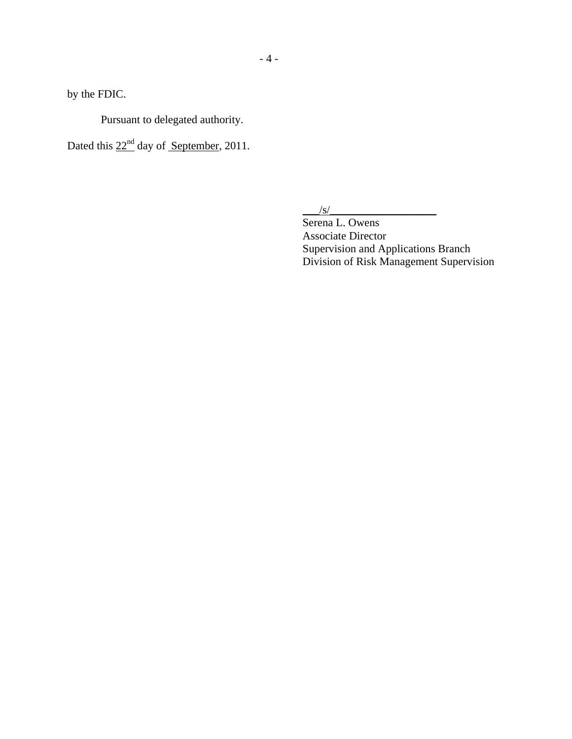by the FDIC.

Pursuant to delegated authority.

Dated this 22nd day of September, 2011.

/s/
Serena L. Owens
Associate Director
Supervision and Applications Branch
Division of Risk Management Supervision